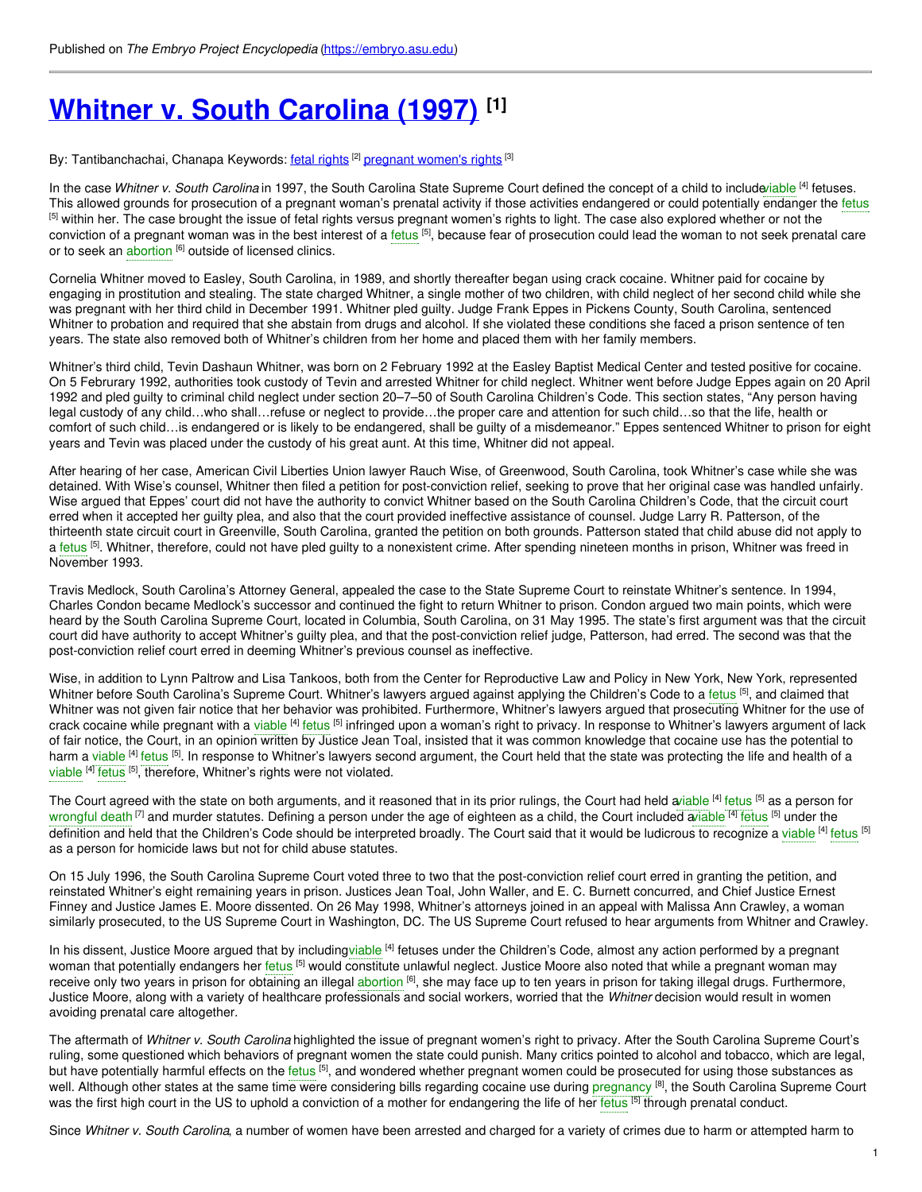Published on *The Embryo Project Encyclopedia* (https://embryo.asu.edu)

# Whitner v. South Carolina (1997) [1]

By: Tantibanchachai, Chanapa Keywords: fetal rights [2] pregnant women's rights [3]

In the case *Whitner v. South Carolina* in 1997, the South Carolina State Supreme Court defined the concept of a child to include viable [4] fetuses. This allowed grounds for prosecution of a pregnant woman's prenatal activity if those activities endangered or could potentially endanger the fetus [5] within her. The case brought the issue of fetal rights versus pregnant women's rights to light. The case also explored whether or not the conviction of a pregnant woman was in the best interest of a fetus [5], because fear of prosecution could lead the woman to not seek prenatal care or to seek an abortion [6] outside of licensed clinics.

Cornelia Whitner moved to Easley, South Carolina, in 1989, and shortly thereafter began using crack cocaine. Whitner paid for cocaine by engaging in prostitution and stealing. The state charged Whitner, a single mother of two children, with child neglect of her second child while she was pregnant with her third child in December 1991. Whitner pled guilty. Judge Frank Eppes in Pickens County, South Carolina, sentenced Whitner to probation and required that she abstain from drugs and alcohol. If she violated these conditions she faced a prison sentence of ten years. The state also removed both of Whitner's children from her home and placed them with her family members.

Whitner's third child, Tevin Dashaun Whitner, was born on 2 February 1992 at the Easley Baptist Medical Center and tested positive for cocaine. On 5 February 1992, authorities took custody of Tevin and arrested Whitner for child neglect. Whitner went before Judge Eppes again on 20 April 1992 and pled guilty to criminal child neglect under section 20–7–50 of South Carolina Children's Code. This section states, "Any person having legal custody of any child…who shall…refuse or neglect to provide…the proper care and attention for such child…so that the life, health or comfort of such child…is endangered or is likely to be endangered, shall be guilty of a misdemeanor." Eppes sentenced Whitner to prison for eight years and Tevin was placed under the custody of his great aunt. At this time, Whitner did not appeal.

After hearing of her case, American Civil Liberties Union lawyer Rauch Wise, of Greenwood, South Carolina, took Whitner's case while she was detained. With Wise's counsel, Whitner then filed a petition for post-conviction relief, seeking to prove that her original case was handled unfairly. Wise argued that Eppes' court did not have the authority to convict Whitner based on the South Carolina Children's Code, that the circuit court erred when it accepted her guilty plea, and also that the court provided ineffective assistance of counsel. Judge Larry R. Patterson, of the thirteenth state circuit court in Greenville, South Carolina, granted the petition on both grounds. Patterson stated that child abuse did not apply to a fetus [5]. Whitner, therefore, could not have pled guilty to a nonexistent crime. After spending nineteen months in prison, Whitner was freed in November 1993.

Travis Medlock, South Carolina's Attorney General, appealed the case to the State Supreme Court to reinstate Whitner's sentence. In 1994, Charles Condon became Medlock's successor and continued the fight to return Whitner to prison. Condon argued two main points, which were heard by the South Carolina Supreme Court, located in Columbia, South Carolina, on 31 May 1995. The state's first argument was that the circuit court did have authority to accept Whitner's guilty plea, and that the post-conviction relief judge, Patterson, had erred. The second was that the post-conviction relief court erred in deeming Whitner's previous counsel as ineffective.

Wise, in addition to Lynn Paltrow and Lisa Tankoos, both from the Center for Reproductive Law and Policy in New York, New York, represented Whitner before South Carolina's Supreme Court. Whitner's lawyers argued against applying the Children's Code to a fetus [5], and claimed that Whitner was not given fair notice that her behavior was prohibited. Furthermore, Whitner's lawyers argued that prosecuting Whitner for the use of crack cocaine while pregnant with a viable [4] fetus [5] infringed upon a woman's right to privacy. In response to Whitner's lawyers argument of lack of fair notice, the Court, in an opinion written by Justice Jean Toal, insisted that it was common knowledge that cocaine use has the potential to harm a viable [4] fetus [5]. In response to Whitner's lawyers second argument, the Court held that the state was protecting the life and health of a viable [4] fetus [5], therefore, Whitner's rights were not violated.

The Court agreed with the state on both arguments, and it reasoned that in its prior rulings, the Court had held a viable [4] fetus [5] as a person for wrongful death [7] and murder statutes. Defining a person under the age of eighteen as a child, the Court included a viable [4] fetus [5] under the definition and held that the Children's Code should be interpreted broadly. The Court said that it would be ludicrous to recognize a viable [4] fetus [5] as a person for homicide laws but not for child abuse statutes.

On 15 July 1996, the South Carolina Supreme Court voted three to two that the post-conviction relief court erred in granting the petition, and reinstated Whitner's eight remaining years in prison. Justices Jean Toal, John Waller, and E. C. Burnett concurred, and Chief Justice Ernest Finney and Justice James E. Moore dissented. On 26 May 1998, Whitner's attorneys joined in an appeal with Malissa Ann Crawley, a woman similarly prosecuted, to the US Supreme Court in Washington, DC. The US Supreme Court refused to hear arguments from Whitner and Crawley.

In his dissent, Justice Moore argued that by including viable [4] fetuses under the Children's Code, almost any action performed by a pregnant woman that potentially endangers her fetus [5] would constitute unlawful neglect. Justice Moore also noted that while a pregnant woman may receive only two years in prison for obtaining an illegal abortion [6], she may face up to ten years in prison for taking illegal drugs. Furthermore, Justice Moore, along with a variety of healthcare professionals and social workers, worried that the *Whitner* decision would result in women avoiding prenatal care altogether.

The aftermath of *Whitner v. South Carolina* highlighted the issue of pregnant women's right to privacy. After the South Carolina Supreme Court's ruling, some questioned which behaviors of pregnant women the state could punish. Many critics pointed to alcohol and tobacco, which are legal, but have potentially harmful effects on the fetus [5], and wondered whether pregnant women could be prosecuted for using those substances as well. Although other states at the same time were considering bills regarding cocaine use during pregnancy [8], the South Carolina Supreme Court was the first high court in the US to uphold a conviction of a mother for endangering the life of her fetus [5] through prenatal conduct.

Since *Whitner v. South Carolina*, a number of women have been arrested and charged for a variety of crimes due to harm or attempted harm to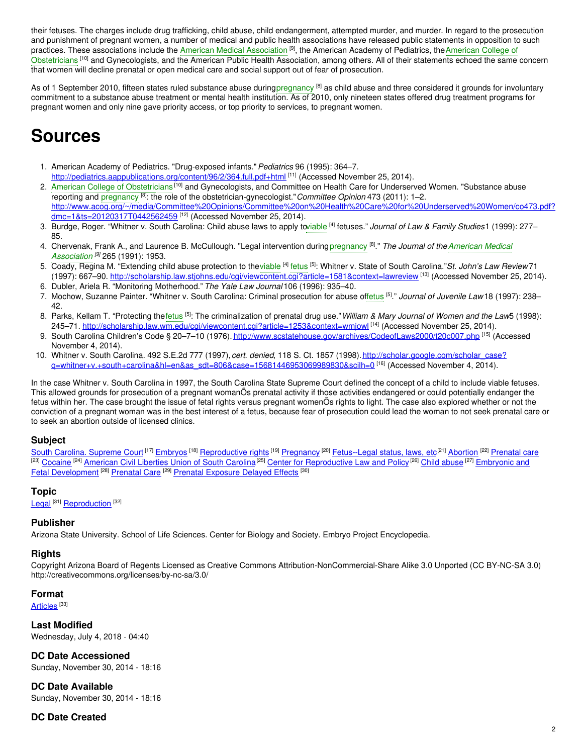their fetuses. The charges include drug trafficking, child abuse, child endangerment, attempted murder, and murder. In regard to the prosecution and punishment of pregnant women, a number of medical and public health associations have released public statements in opposition to such practices. These associations include the American Medical Association [9], the American Academy of Pediatrics, the American College of Obstetricians [10] and Gynecologists, and the American Public Health Association, among others. All of their statements echoed the same concern that women will decline prenatal or open medical care and social support out of fear of prosecution.

As of 1 September 2010, fifteen states ruled substance abuse during pregnancy [8] as child abuse and three considered it grounds for involuntary commitment to a substance abuse treatment or mental health institution. As of 2010, only nineteen states offered drug treatment programs for pregnant women and only nine gave priority access, or top priority to services, to pregnant women.

# Sources

1. American Academy of Pediatrics. "Drug-exposed infants." *Pediatrics* 96 (1995): 364–7. http://pediatrics.aappublications.org/content/96/2/364.full.pdf+html [11] (Accessed November 25, 2014).
2. American College of Obstetricians [10] and Gynecologists, and Committee on Health Care for Underserved Women. "Substance abuse reporting and pregnancy [8]: the role of the obstetrician-gynecologist." *Committee Opinion* 473 (2011): 1–2. http://www.acog.org/~/media/Committee%20Opinions/Committee%20on%20Health%20Care%20for%20Underserved%20Women/co473.pdf?dmc=1&ts=20120317T0442562459 [12] (Accessed November 25, 2014).
3. Burdge, Roger. "Whitner v. South Carolina: Child abuse laws to apply to viable [4] fetuses." *Journal of Law & Family Studies* 1 (1999): 277–85.
4. Chervenak, Frank A., and Laurence B. McCullough. "Legal intervention during pregnancy [8]." *The Journal of the American Medical Association* [9] 265 (1991): 1953.
5. Coady, Regina M. "Extending child abuse protection to the viable [4] fetus [5]: Whitner v. State of South Carolina." *St. John's Law Review* 71 (1997): 667–90. http://scholarship.law.stjohns.edu/cgi/viewcontent.cgi?article=1581&context=lawreview [13] (Accessed November 25, 2014).
6. Dubler, Ariela R. "Monitoring Motherhood." *The Yale Law Journal* 106 (1996): 935–40.
7. Mochow, Suzanne Painter. "Whitner v. South Carolina: Criminal prosecution for abuse of fetus [5]." *Journal of Juvenile Law* 18 (1997): 238–42.
8. Parks, Kellam T. "Protecting the fetus [5]: The criminalization of prenatal drug use." *William & Mary Journal of Women and the Law* 5 (1998): 245–71. http://scholarship.law.wm.edu/cgi/viewcontent.cgi?article=1253&context=wmjowl [14] (Accessed November 25, 2014).
9. South Carolina Children's Code § 20–7–10 (1976). http://www.scstatehouse.gov/archives/CodeofLaws2000/t20c007.php [15] (Accessed November 4, 2014).
10. Whitner v. South Carolina. 492 S.E.2d 777 (1997), *cert. denied*, 118 S. Ct. 1857 (1998). http://scholar.google.com/scholar_case?q=whitner+v.+south+carolina&hl=en&as_sdt=806&case=15681446953069989830&scilh=0 [16] (Accessed November 4, 2014).

In the case Whitner v. South Carolina in 1997, the South Carolina State Supreme Court defined the concept of a child to include viable fetuses. This allowed grounds for prosecution of a pregnant womanÕs prenatal activity if those activities endangered or could potentially endanger the fetus within her. The case brought the issue of fetal rights versus pregnant womenÕs rights to light. The case also explored whether or not the conviction of a pregnant woman was in the best interest of a fetus, because fear of prosecution could lead the woman to not seek prenatal care or to seek an abortion outside of licensed clinics.

### Subject

South Carolina. Supreme Court [17] Embryos [18] Reproductive rights [19] Pregnancy [20] Fetus--Legal status, laws, etc [21] Abortion [22] Prenatal care [23] Cocaine [24] American Civil Liberties Union of South Carolina [25] Center for Reproductive Law and Policy [26] Child abuse [27] Embryonic and Fetal Development [28] Prenatal Care [29] Prenatal Exposure Delayed Effects [30]

### Topic

Legal [31] Reproduction [32]

### Publisher

Arizona State University. School of Life Sciences. Center for Biology and Society. Embryo Project Encyclopedia.

### Rights

Copyright Arizona Board of Regents Licensed as Creative Commons Attribution-NonCommercial-Share Alike 3.0 Unported (CC BY-NC-SA 3.0) http://creativecommons.org/licenses/by-nc-sa/3.0/

### Format

Articles [33]

### Last Modified

Wednesday, July 4, 2018 - 04:40

### DC Date Accessioned

Sunday, November 30, 2014 - 18:16

### DC Date Available

Sunday, November 30, 2014 - 18:16

### DC Date Created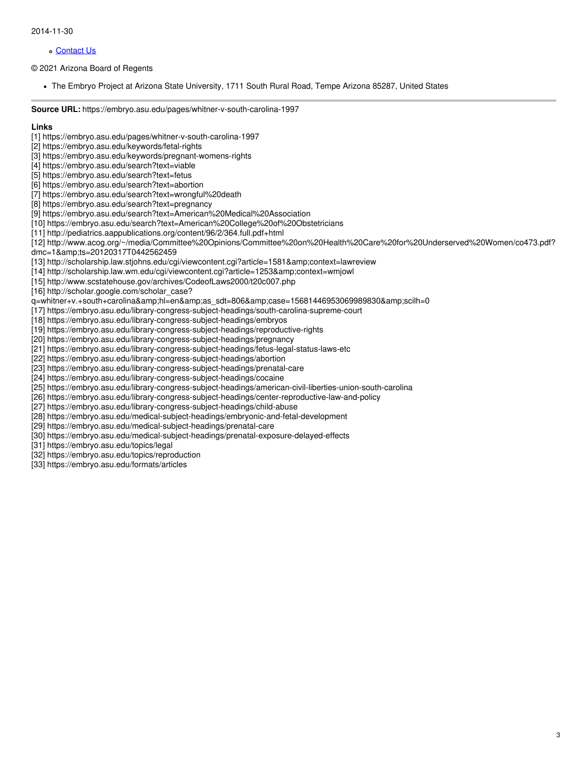2014-11-30

- Contact Us

© 2021 Arizona Board of Regents

- The Embryo Project at Arizona State University, 1711 South Rural Road, Tempe Arizona 85287, United States

---

**Source URL:** https://embryo.asu.edu/pages/whitner-v-south-carolina-1997

**Links**

[1] https://embryo.asu.edu/pages/whitner-v-south-carolina-1997
[2] https://embryo.asu.edu/keywords/fetal-rights
[3] https://embryo.asu.edu/keywords/pregnant-womens-rights
[4] https://embryo.asu.edu/search?text=viable
[5] https://embryo.asu.edu/search?text=fetus
[6] https://embryo.asu.edu/search?text=abortion
[7] https://embryo.asu.edu/search?text=wrongful%20death
[8] https://embryo.asu.edu/search?text=pregnancy
[9] https://embryo.asu.edu/search?text=American%20Medical%20Association
[10] https://embryo.asu.edu/search?text=American%20College%20of%20Obstetricians
[11] http://pediatrics.aappublications.org/content/96/2/364.full.pdf+html
[12] http://www.acog.org/~/media/Committee%20Opinions/Committee%20on%20Health%20Care%20for%20Underserved%20Women/co473.pdf?dmc=1&amp;ts=20120317T0442562459
[13] http://scholarship.law.stjohns.edu/cgi/viewcontent.cgi?article=1581&amp;context=lawreview
[14] http://scholarship.law.wm.edu/cgi/viewcontent.cgi?article=1253&amp;context=wmjowl
[15] http://www.scstatehouse.gov/archives/CodeofLaws2000/t20c007.php
[16] http://scholar.google.com/scholar_case?q=whitner+v.+south+carolina&amp;hl=en&amp;as_sdt=806&amp;case=15681446953069989830&amp;scilh=0
[17] https://embryo.asu.edu/library-congress-subject-headings/south-carolina-supreme-court
[18] https://embryo.asu.edu/library-congress-subject-headings/embryos
[19] https://embryo.asu.edu/library-congress-subject-headings/reproductive-rights
[20] https://embryo.asu.edu/library-congress-subject-headings/pregnancy
[21] https://embryo.asu.edu/library-congress-subject-headings/fetus-legal-status-laws-etc
[22] https://embryo.asu.edu/library-congress-subject-headings/abortion
[23] https://embryo.asu.edu/library-congress-subject-headings/prenatal-care
[24] https://embryo.asu.edu/library-congress-subject-headings/cocaine
[25] https://embryo.asu.edu/library-congress-subject-headings/american-civil-liberties-union-south-carolina
[26] https://embryo.asu.edu/library-congress-subject-headings/center-reproductive-law-and-policy
[27] https://embryo.asu.edu/library-congress-subject-headings/child-abuse
[28] https://embryo.asu.edu/medical-subject-headings/embryonic-and-fetal-development
[29] https://embryo.asu.edu/medical-subject-headings/prenatal-care
[30] https://embryo.asu.edu/medical-subject-headings/prenatal-exposure-delayed-effects
[31] https://embryo.asu.edu/topics/legal
[32] https://embryo.asu.edu/topics/reproduction
[33] https://embryo.asu.edu/formats/articles